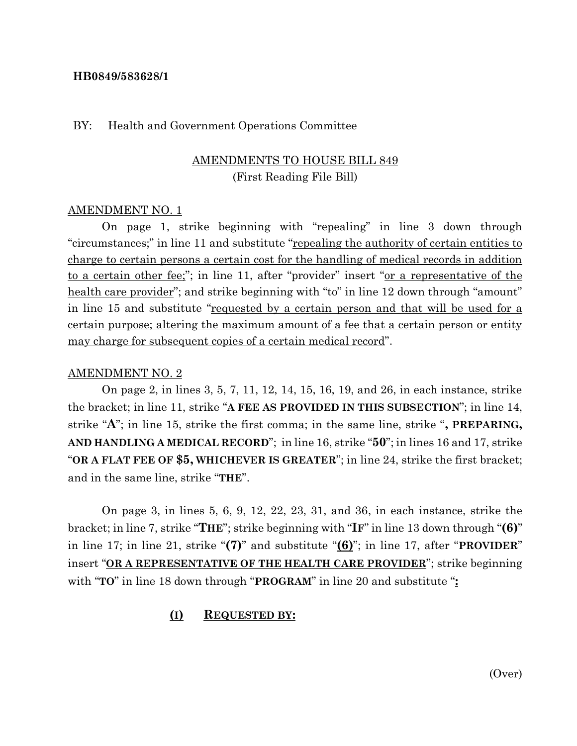**HB0849/583628/1**

BY: Health and Government Operations Committee

AMENDMENTS TO HOUSE BILL 849
(First Reading File Bill)

AMENDMENT NO. 1

On page 1, strike beginning with "repealing" in line 3 down through "circumstances;" in line 11 and substitute "repealing the authority of certain entities to charge to certain persons a certain cost for the handling of medical records in addition to a certain other fee;"; in line 11, after "provider" insert "or a representative of the health care provider"; and strike beginning with "to" in line 12 down through "amount" in line 15 and substitute "requested by a certain person and that will be used for a certain purpose; altering the maximum amount of a fee that a certain person or entity may charge for subsequent copies of a certain medical record".

AMENDMENT NO. 2

On page 2, in lines 3, 5, 7, 11, 12, 14, 15, 16, 19, and 26, in each instance, strike the bracket; in line 11, strike "**A FEE AS PROVIDED IN THIS SUBSECTION**"; in line 14, strike "**A**"; in line 15, strike the first comma; in the same line, strike "**, PREPARING, AND HANDLING A MEDICAL RECORD**"; in line 16, strike "**50**"; in lines 16 and 17, strike "**OR A FLAT FEE OF $5, WHICHEVER IS GREATER**"; in line 24, strike the first bracket; and in the same line, strike "**THE**".

On page 3, in lines 5, 6, 9, 12, 22, 23, 31, and 36, in each instance, strike the bracket; in line 7, strike "**THE**"; strike beginning with "**IF**" in line 13 down through "**(6)**" in line 17; in line 21, strike "**(7)**" and substitute "**(6)**"; in line 17, after "**PROVIDER**" insert "**OR A REPRESENTATIVE OF THE HEALTH CARE PROVIDER**"; strike beginning with "**TO**" in line 18 down through "**PROGRAM**" in line 20 and substitute "**:**

**(I) REQUESTED BY:**

(Over)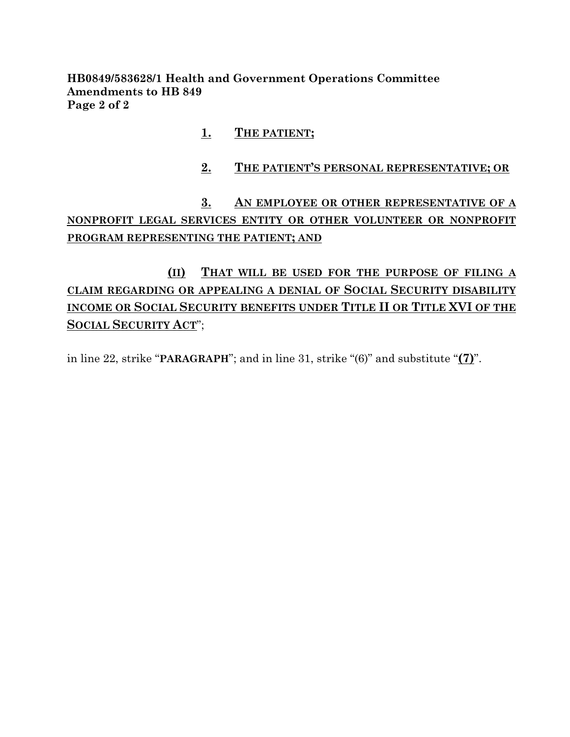1. THE PATIENT;

2. THE PATIENT'S PERSONAL REPRESENTATIVE; OR

3. AN EMPLOYEE OR OTHER REPRESENTATIVE OF A NONPROFIT LEGAL SERVICES ENTITY OR OTHER VOLUNTEER OR NONPROFIT PROGRAM REPRESENTING THE PATIENT; AND

(II) THAT WILL BE USED FOR THE PURPOSE OF FILING A CLAIM REGARDING OR APPEALING A DENIAL OF SOCIAL SECURITY DISABILITY INCOME OR SOCIAL SECURITY BENEFITS UNDER TITLE II OR TITLE XVI OF THE SOCIAL SECURITY ACT";

in line 22, strike "**PARAGRAPH**"; and in line 31, strike "(6)" and substitute "**(7)**".